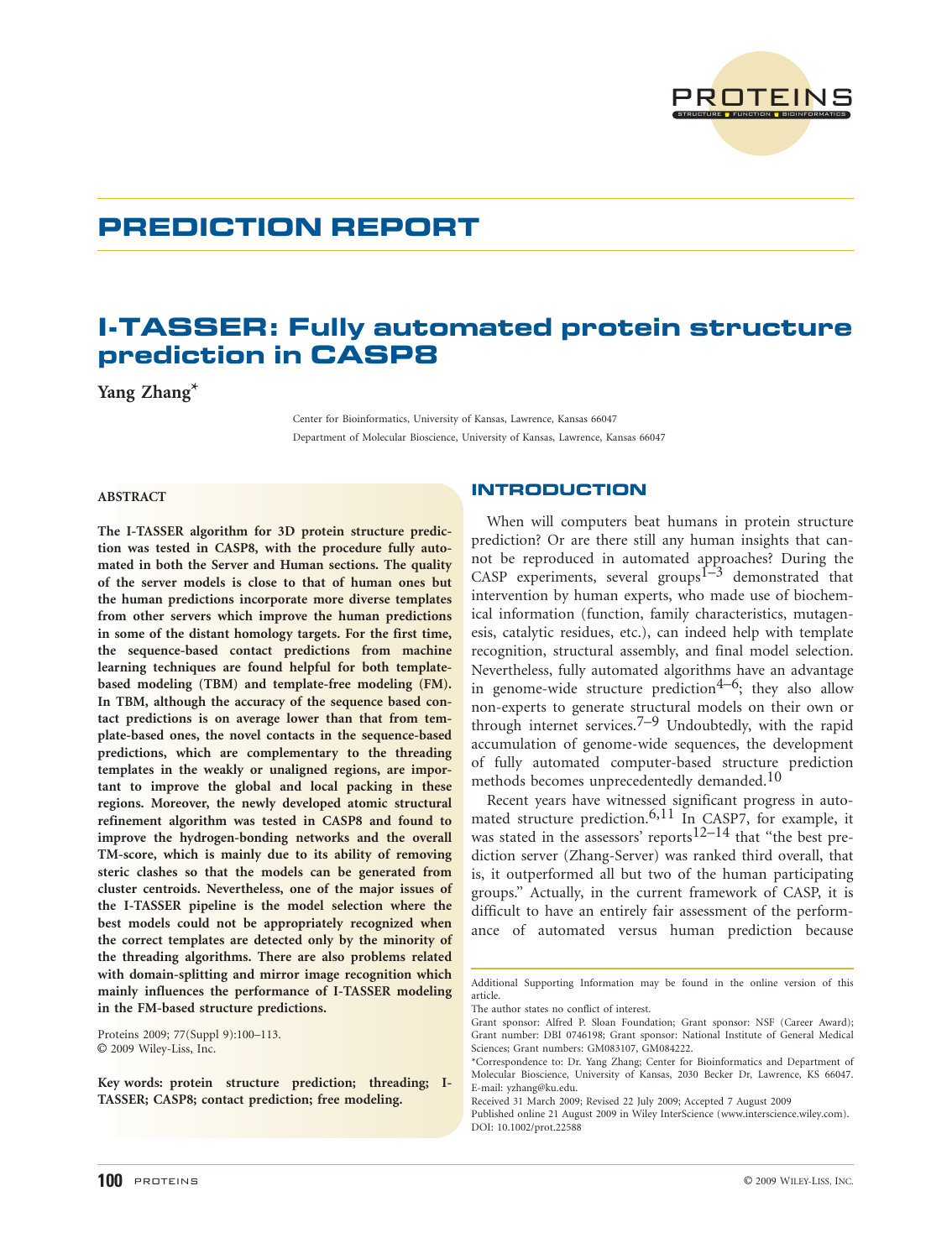# PREDICTION REPORT

# I-TASSER: Fully automated protein structure prediction in CASP8

**Yang Zhang***

Center for Bioinformatics, University of Kansas, Lawrence, Kansas 66047

Department of Molecular Bioscience, University of Kansas, Lawrence, Kansas 66047

### ABSTRACT

**The I-TASSER algorithm for 3D protein structure prediction was tested in CASP8, with the procedure fully automated in both the Server and Human sections. The quality of the server models is close to that of human ones but the human predictions incorporate more diverse templates from other servers which improve the human predictions in some of the distant homology targets. For the first time, the sequence-based contact predictions from machine learning techniques are found helpful for both template-based modeling (TBM) and template-free modeling (FM). In TBM, although the accuracy of the sequence based contact predictions is on average lower than that from template-based ones, the novel contacts in the sequence-based predictions, which are complementary to the threading templates in the weakly or unaligned regions, are important to improve the global and local packing in these regions. Moreover, the newly developed atomic structural refinement algorithm was tested in CASP8 and found to improve the hydrogen-bonding networks and the overall TM-score, which is mainly due to its ability of removing steric clashes so that the models can be generated from cluster centroids. Nevertheless, one of the major issues of the I-TASSER pipeline is the model selection where the best models could not be appropriately recognized when the correct templates are detected only by the minority of the threading algorithms. There are also problems related with domain-splitting and mirror image recognition which mainly influences the performance of I-TASSER modeling in the FM-based structure predictions.**

Proteins 2009; 77(Suppl 9):100–113.
© 2009 Wiley-Liss, Inc.

**Key words: protein structure prediction; threading; I-TASSER; CASP8; contact prediction; free modeling.**

## INTRODUCTION

When will computers beat humans in protein structure prediction? Or are there still any human insights that cannot be reproduced in automated approaches? During the CASP experiments, several groups[1–3] demonstrated that intervention by human experts, who made use of biochemical information (function, family characteristics, mutagenesis, catalytic residues, etc.), can indeed help with template recognition, structural assembly, and final model selection. Nevertheless, fully automated algorithms have an advantage in genome-wide structure prediction[4–6]; they also allow non-experts to generate structural models on their own or through internet services.[7–9] Undoubtedly, with the rapid accumulation of genome-wide sequences, the development of fully automated computer-based structure prediction methods becomes unprecedentedly demanded.[10]

Recent years have witnessed significant progress in automated structure prediction.[6,11] In CASP7, for example, it was stated in the assessors' reports[12–14] that "the best prediction server (Zhang-Server) was ranked third overall, that is, it outperformed all but two of the human participating groups." Actually, in the current framework of CASP, it is difficult to have an entirely fair assessment of the performance of automated versus human prediction because

---

Additional Supporting Information may be found in the online version of this article.

The author states no conflict of interest.

Grant sponsor: Alfred P. Sloan Foundation; Grant sponsor: NSF (Career Award); Grant number: DBI 0746198; Grant sponsor: National Institute of General Medical Sciences; Grant numbers: GM083107, GM084222.

*Correspondence to: Dr. Yang Zhang; Center for Bioinformatics and Department of Molecular Bioscience, University of Kansas, 2030 Becker Dr, Lawrence, KS 66047. E-mail: yzhang@ku.edu.

Received 31 March 2009; Revised 22 July 2009; Accepted 7 August 2009

Published online 21 August 2009 in Wiley InterScience (www.interscience.wiley.com). DOI: 10.1002/prot.22588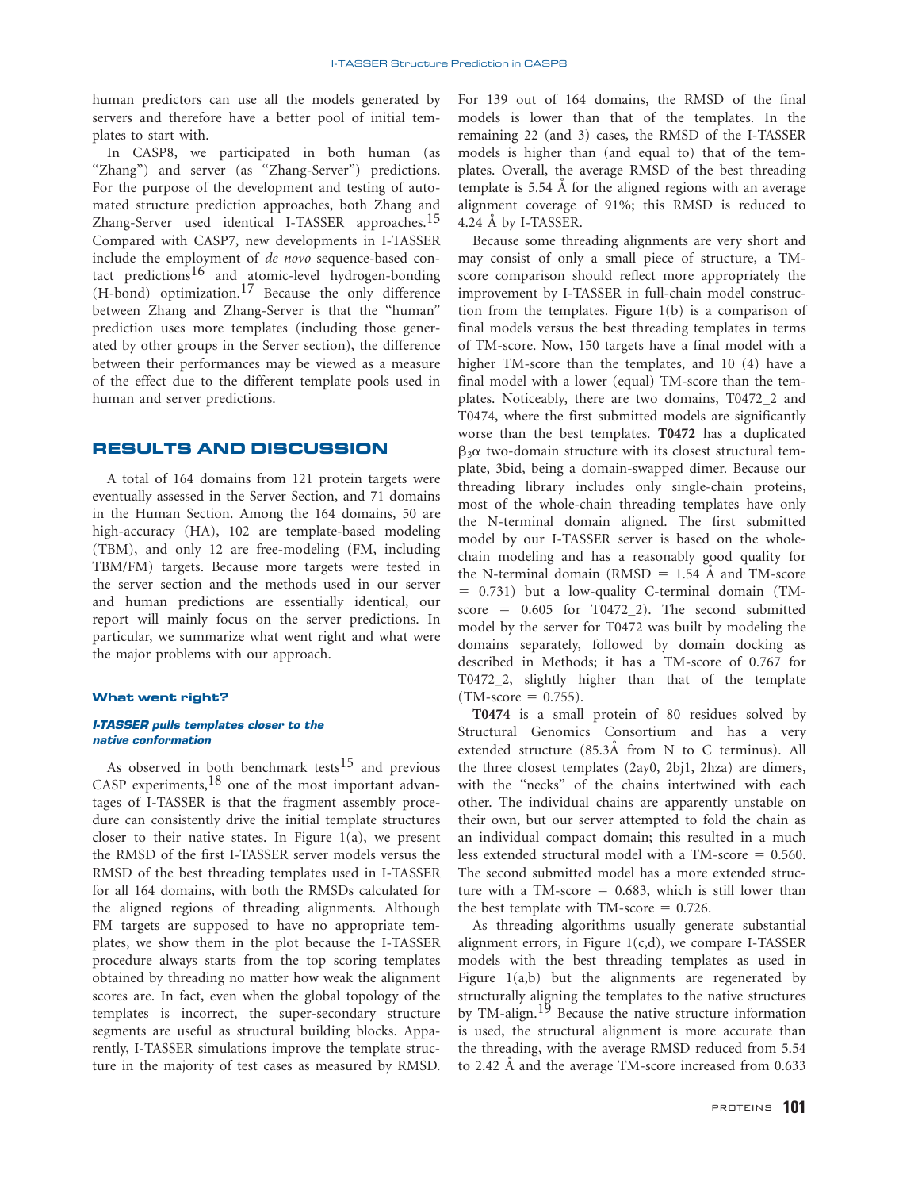human predictors can use all the models generated by servers and therefore have a better pool of initial templates to start with.

In CASP8, we participated in both human (as "Zhang") and server (as "Zhang-Server") predictions. For the purpose of the development and testing of automated structure prediction approaches, both Zhang and Zhang-Server used identical I-TASSER approaches.[15] Compared with CASP7, new developments in I-TASSER include the employment of *de novo* sequence-based contact predictions[16] and atomic-level hydrogen-bonding (H-bond) optimization.[17] Because the only difference between Zhang and Zhang-Server is that the "human" prediction uses more templates (including those generated by other groups in the Server section), the difference between their performances may be viewed as a measure of the effect due to the different template pools used in human and server predictions.

## RESULTS AND DISCUSSION

A total of 164 domains from 121 protein targets were eventually assessed in the Server Section, and 71 domains in the Human Section. Among the 164 domains, 50 are high-accuracy (HA), 102 are template-based modeling (TBM), and only 12 are free-modeling (FM, including TBM/FM) targets. Because more targets were tested in the server section and the methods used in our server and human predictions are essentially identical, our report will mainly focus on the server predictions. In particular, we summarize what went right and what were the major problems with our approach.

### What went right?

#### *I-TASSER pulls templates closer to the native conformation*

As observed in both benchmark tests[15] and previous CASP experiments,[18] one of the most important advantages of I-TASSER is that the fragment assembly procedure can consistently drive the initial template structures closer to their native states. In Figure 1(a), we present the RMSD of the first I-TASSER server models versus the RMSD of the best threading templates used in I-TASSER for all 164 domains, with both the RMSDs calculated for the aligned regions of threading alignments. Although FM targets are supposed to have no appropriate templates, we show them in the plot because the I-TASSER procedure always starts from the top scoring templates obtained by threading no matter how weak the alignment scores are. In fact, even when the global topology of the templates is incorrect, the super-secondary structure segments are useful as structural building blocks. Apparently, I-TASSER simulations improve the template structure in the majority of test cases as measured by RMSD. For 139 out of 164 domains, the RMSD of the final models is lower than that of the templates. In the remaining 22 (and 3) cases, the RMSD of the I-TASSER models is higher than (and equal to) that of the templates. Overall, the average RMSD of the best threading template is 5.54 Å for the aligned regions with an average alignment coverage of 91%; this RMSD is reduced to 4.24 Å by I-TASSER.

Because some threading alignments are very short and may consist of only a small piece of structure, a TM-score comparison should reflect more appropriately the improvement by I-TASSER in full-chain model construction from the templates. Figure 1(b) is a comparison of final models versus the best threading templates in terms of TM-score. Now, 150 targets have a final model with a higher TM-score than the templates, and 10 (4) have a final model with a lower (equal) TM-score than the templates. Noticeably, there are two domains, T0472_2 and T0474, where the first submitted models are significantly worse than the best templates. **T0472** has a duplicated $\beta_3\alpha$ two-domain structure with its closest structural template, 3bid, being a domain-swapped dimer. Because our threading library includes only single-chain proteins, most of the whole-chain threading templates have only the N-terminal domain aligned. The first submitted model by our I-TASSER server is based on the whole-chain modeling and has a reasonably good quality for the N-terminal domain (RMSD = 1.54 Å and TM-score = 0.731) but a low-quality C-terminal domain (TM-score = 0.605 for T0472_2). The second submitted model by the server for T0472 was built by modeling the domains separately, followed by domain docking as described in Methods; it has a TM-score of 0.767 for T0472_2, slightly higher than that of the template (TM-score = 0.755).

**T0474** is a small protein of 80 residues solved by Structural Genomics Consortium and has a very extended structure (85.3Å from N to C terminus). All the three closest templates (2ay0, 2bj1, 2hza) are dimers, with the "necks" of the chains intertwined with each other. The individual chains are apparently unstable on their own, but our server attempted to fold the chain as an individual compact domain; this resulted in a much less extended structural model with a TM-score = 0.560. The second submitted model has a more extended structure with a TM-score = 0.683, which is still lower than the best template with TM-score = 0.726.

As threading algorithms usually generate substantial alignment errors, in Figure 1(c,d), we compare I-TASSER models with the best threading templates as used in Figure 1(a,b) but the alignments are regenerated by structurally aligning the templates to the native structures by TM-align.[19] Because the native structure information is used, the structural alignment is more accurate than the threading, with the average RMSD reduced from 5.54 to 2.42 Å and the average TM-score increased from 0.633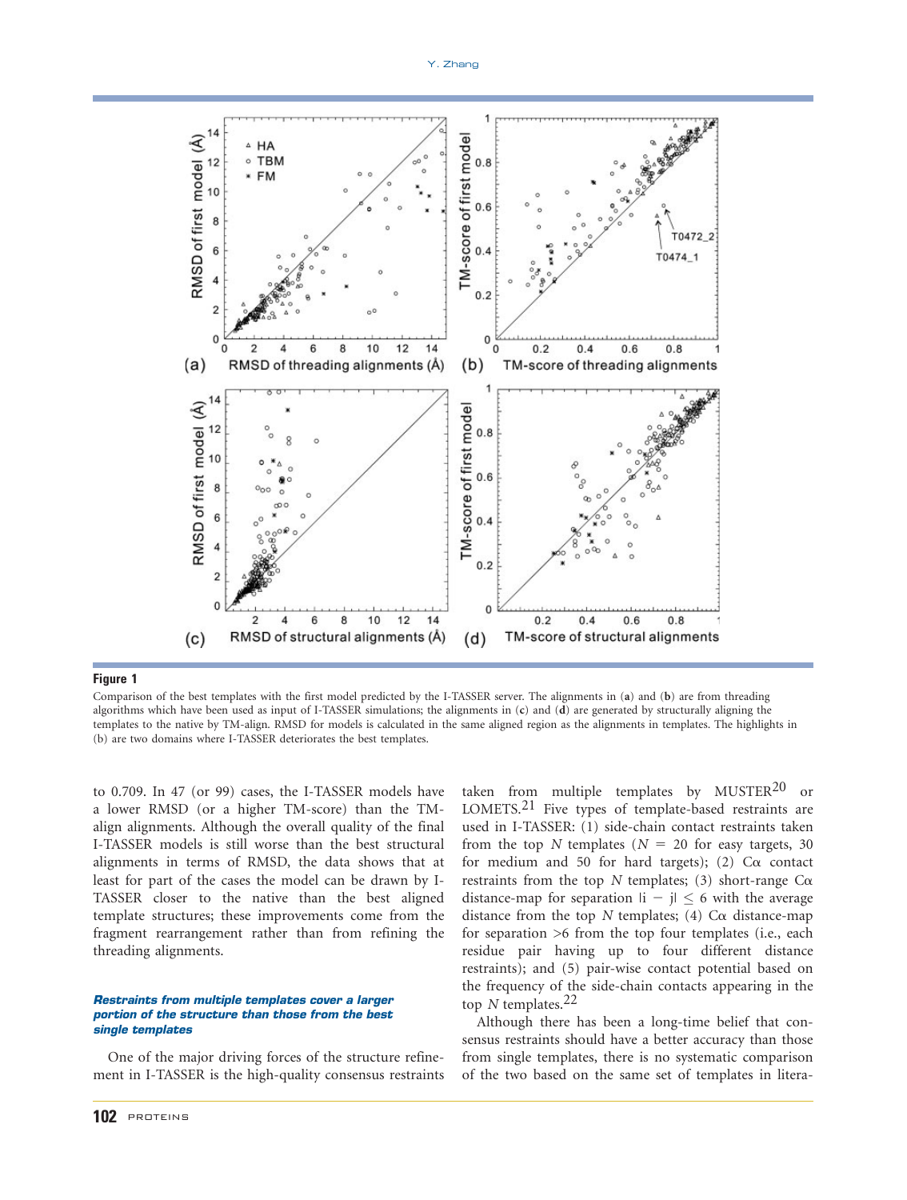**Figure 1**

Comparison of the best templates with the first model predicted by the I-TASSER server. The alignments in (**a**) and (**b**) are from threading algorithms which have been used as input of I-TASSER simulations; the alignments in (**c**) and (**d**) are generated by structurally aligning the templates to the native by TM-align. RMSD for models is calculated in the same aligned region as the alignments in templates. The highlights in (b) are two domains where I-TASSER deteriorates the best templates.

to 0.709. In 47 (or 99) cases, the I-TASSER models have a lower RMSD (or a higher TM-score) than the TM-align alignments. Although the overall quality of the final I-TASSER models is still worse than the best structural alignments in terms of RMSD, the data shows that at least for part of the cases the model can be drawn by I-TASSER closer to the native than the best aligned template structures; these improvements come from the fragment rearrangement rather than from refining the threading alignments.

#### *Restraints from multiple templates cover a larger portion of the structure than those from the best single templates*

One of the major driving forces of the structure refinement in I-TASSER is the high-quality consensus restraints taken from multiple templates by MUSTER[20] or LOMETS.[21] Five types of template-based restraints are used in I-TASSER: (1) side-chain contact restraints taken from the top $N$ templates ($N = 20$ for easy targets, 30 for medium and 50 for hard targets); (2) $C\alpha$ contact restraints from the top $N$ templates; (3) short-range $C\alpha$ distance-map for separation $|i - j| \leq 6$ with the average distance from the top $N$ templates; (4) $C\alpha$ distance-map for separation $>6$ from the top four templates (i.e., each residue pair having up to four different distance restraints); and (5) pair-wise contact potential based on the frequency of the side-chain contacts appearing in the top $N$ templates.[22]

Although there has been a long-time belief that consensus restraints should have a better accuracy than those from single templates, there is no systematic comparison of the two based on the same set of templates in litera-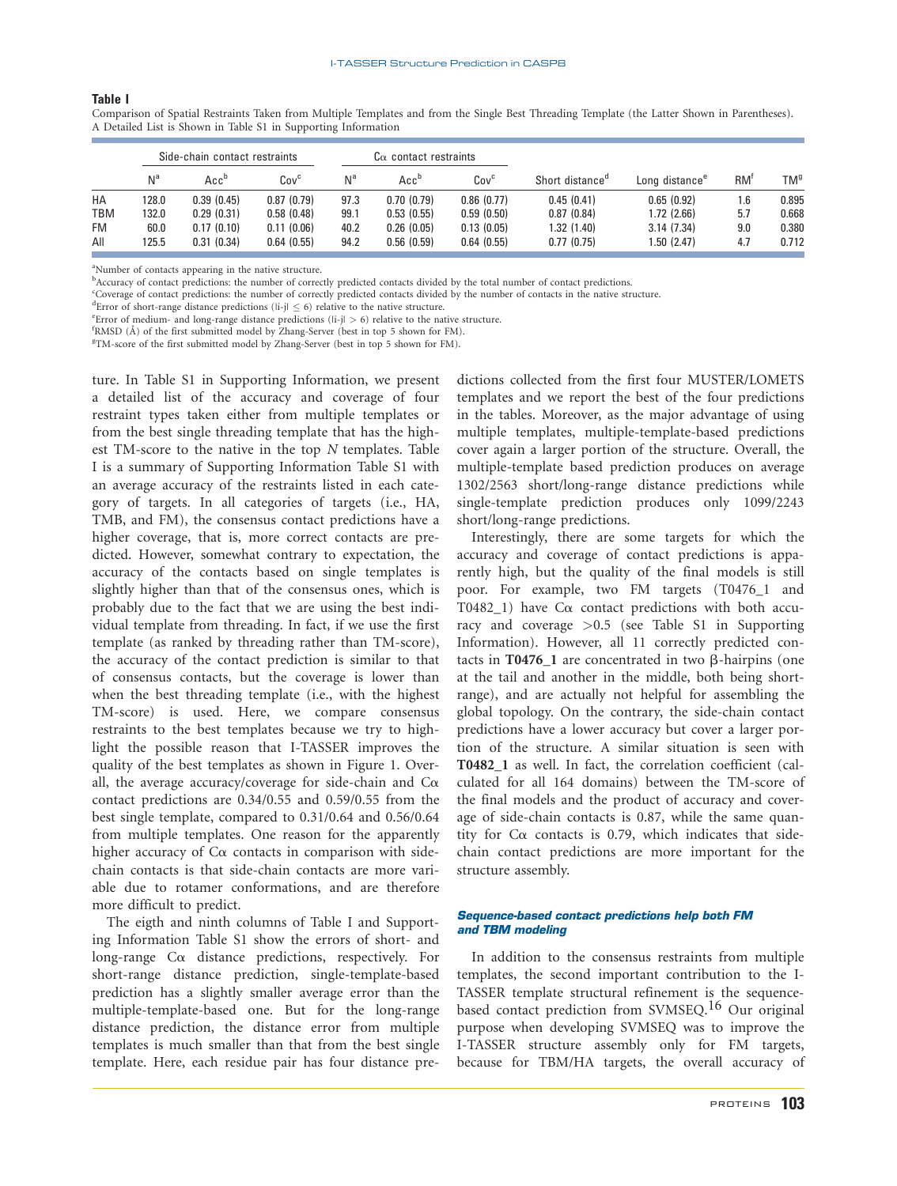**Table I**

Comparison of Spatial Restraints Taken from Multiple Templates and from the Single Best Threading Template (the Latter Shown in Parentheses). A Detailed List is Shown in Table S1 in Supporting Information

| | Side-chain contact restraints | | | Cα contact restraints | | | | | | |
|---|---|---|---|---|---|---|---|---|---|---|
| | N[a] | Acc[b] | Cov[c] | N[a] | Acc[b] | Cov[c] | Short distance[d] | Long distance[e] | RM[f] | TM[g] |
| HA | 128.0 | 0.39 (0.45) | 0.87 (0.79) | 97.3 | 0.70 (0.79) | 0.86 (0.77) | 0.45 (0.41) | 0.65 (0.92) | 1.6 | 0.895 |
| TBM | 132.0 | 0.29 (0.31) | 0.58 (0.48) | 99.1 | 0.53 (0.55) | 0.59 (0.50) | 0.87 (0.84) | 1.72 (2.66) | 5.7 | 0.668 |
| FM | 60.0 | 0.17 (0.10) | 0.11 (0.06) | 40.2 | 0.26 (0.05) | 0.13 (0.05) | 1.32 (1.40) | 3.14 (7.34) | 9.0 | 0.380 |
| All | 125.5 | 0.31 (0.34) | 0.64 (0.55) | 94.2 | 0.56 (0.59) | 0.64 (0.55) | 0.77 (0.75) | 1.50 (2.47) | 4.7 | 0.712 |

[a]Number of contacts appearing in the native structure.
[b]Accuracy of contact predictions: the number of correctly predicted contacts divided by the total number of contact predictions.
[c]Coverage of contact predictions: the number of correctly predicted contacts divided by the number of contacts in the native structure.
[d]Error of short-range distance predictions ($|i-j| \leq 6$) relative to the native structure.
[e]Error of medium- and long-range distance predictions ($|i-j| > 6$) relative to the native structure.
[f]RMSD (Å) of the first submitted model by Zhang-Server (best in top 5 shown for FM).
[g]TM-score of the first submitted model by Zhang-Server (best in top 5 shown for FM).

ture. In Table S1 in Supporting Information, we present a detailed list of the accuracy and coverage of four restraint types taken either from multiple templates or from the best single threading template that has the highest TM-score to the native in the top $N$ templates. Table I is a summary of Supporting Information Table S1 with an average accuracy of the restraints listed in each category of targets. In all categories of targets (i.e., HA, TMB, and FM), the consensus contact predictions have a higher coverage, that is, more correct contacts are predicted. However, somewhat contrary to expectation, the accuracy of the contacts based on single templates is slightly higher than that of the consensus ones, which is probably due to the fact that we are using the best individual template from threading. In fact, if we use the first template (as ranked by threading rather than TM-score), the accuracy of the contact prediction is similar to that of consensus contacts, but the coverage is lower than when the best threading template (i.e., with the highest TM-score) is used. Here, we compare consensus restraints to the best templates because we try to highlight the possible reason that I-TASSER improves the quality of the best templates as shown in Figure 1. Overall, the average accuracy/coverage for side-chain and Cα contact predictions are 0.34/0.55 and 0.59/0.55 from the best single template, compared to 0.31/0.64 and 0.56/0.64 from multiple templates. One reason for the apparently higher accuracy of Cα contacts in comparison with side-chain contacts is that side-chain contacts are more variable due to rotamer conformations, and are therefore more difficult to predict.

The eigth and ninth columns of Table I and Supporting Information Table S1 show the errors of short- and long-range Cα distance predictions, respectively. For short-range distance prediction, single-template-based prediction has a slightly smaller average error than the multiple-template-based one. But for the long-range distance prediction, the distance error from multiple templates is much smaller than that from the best single template. Here, each residue pair has four distance predictions collected from the first four MUSTER/LOMETS templates and we report the best of the four predictions in the tables. Moreover, as the major advantage of using multiple templates, multiple-template-based predictions cover again a larger portion of the structure. Overall, the multiple-template based prediction produces on average 1302/2563 short/long-range distance predictions while single-template prediction produces only 1099/2243 short/long-range predictions.

Interestingly, there are some targets for which the accuracy and coverage of contact predictions is apparently high, but the quality of the final models is still poor. For example, two FM targets (T0476_1 and T0482_1) have Cα contact predictions with both accuracy and coverage >0.5 (see Table S1 in Supporting Information). However, all 11 correctly predicted contacts in **T0476_1** are concentrated in two β-hairpins (one at the tail and another in the middle, both being short-range), and are actually not helpful for assembling the global topology. On the contrary, the side-chain contact predictions have a lower accuracy but cover a larger portion of the structure. A similar situation is seen with **T0482_1** as well. In fact, the correlation coefficient (calculated for all 164 domains) between the TM-score of the final models and the product of accuracy and coverage of side-chain contacts is 0.87, while the same quantity for Cα contacts is 0.79, which indicates that side-chain contact predictions are more important for the structure assembly.

### *Sequence-based contact predictions help both FM and TBM modeling*

In addition to the consensus restraints from multiple templates, the second important contribution to the I-TASSER template structural refinement is the sequence-based contact prediction from SVMSEQ.[16] Our original purpose when developing SVMSEQ was to improve the I-TASSER structure assembly only for FM targets, because for TBM/HA targets, the overall accuracy of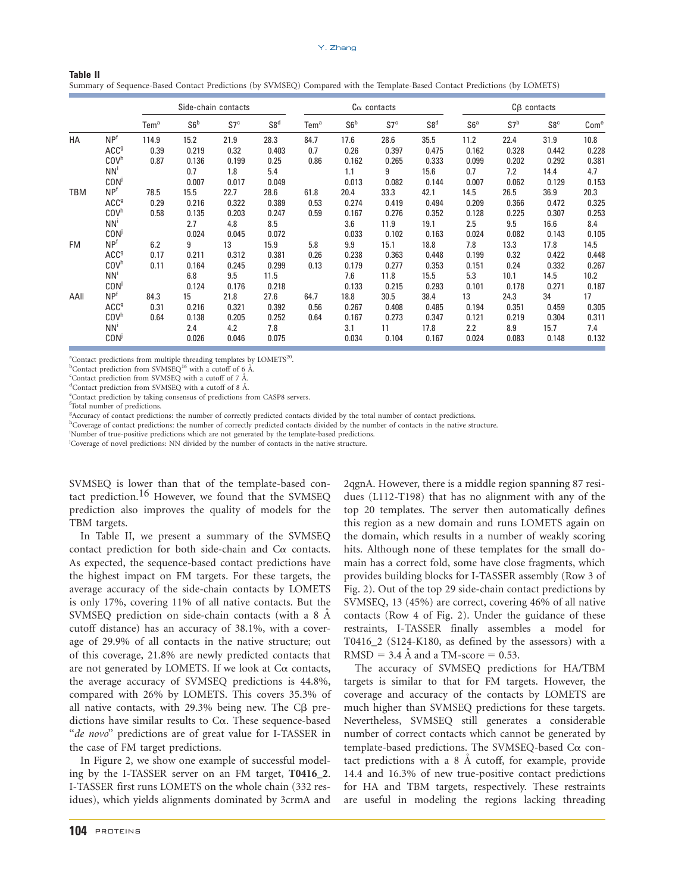**Table II**

Summary of Sequence-Based Contact Predictions (by SVMSEQ) Compared with the Template-Based Contact Predictions (by LOMETS)

| | | Side-chain contacts | | | | Cα contacts | | | | Cβ contacts | | | |
|---|---|---|---|---|---|---|---|---|---|---|---|---|---|
| | | Tem[a] | S6[b] | S7[c] | S8[d] | Tem[a] | S6[b] | S7[c] | S8[d] | S6[a] | S7[b] | S8[c] | Com[e] |
| HA | NP[f] | 114.9 | 15.2 | 21.9 | 28.3 | 84.7 | 17.6 | 28.6 | 35.5 | 11.2 | 22.4 | 31.9 | 10.8 |
| | ACC[g] | 0.39 | 0.219 | 0.32 | 0.403 | 0.7 | 0.26 | 0.397 | 0.475 | 0.162 | 0.328 | 0.442 | 0.228 |
| | COV[h] | 0.87 | 0.136 | 0.199 | 0.25 | 0.86 | 0.162 | 0.265 | 0.333 | 0.099 | 0.202 | 0.292 | 0.381 |
| | NN[i] | | 0.7 | 1.8 | 5.4 | | 1.1 | 9 | 15.6 | 0.7 | 7.2 | 14.4 | 4.7 |
| | CON[j] | | 0.007 | 0.017 | 0.049 | | 0.013 | 0.082 | 0.144 | 0.007 | 0.062 | 0.129 | 0.153 |
| TBM | NP[f] | 78.5 | 15.5 | 22.7 | 28.6 | 61.8 | 20.4 | 33.3 | 42.1 | 14.5 | 26.5 | 36.9 | 20.3 |
| | ACC[g] | 0.29 | 0.216 | 0.322 | 0.389 | 0.53 | 0.274 | 0.419 | 0.494 | 0.209 | 0.366 | 0.472 | 0.325 |
| | COV[h] | 0.58 | 0.135 | 0.203 | 0.247 | 0.59 | 0.167 | 0.276 | 0.352 | 0.128 | 0.225 | 0.307 | 0.253 |
| | NN[i] | | 2.7 | 4.8 | 8.5 | | 3.6 | 11.9 | 19.1 | 2.5 | 9.5 | 16.6 | 8.4 |
| | CON[j] | | 0.024 | 0.045 | 0.072 | | 0.033 | 0.102 | 0.163 | 0.024 | 0.082 | 0.143 | 0.105 |
| FM | NP[f] | 6.2 | 9 | 13 | 15.9 | 5.8 | 9.9 | 15.1 | 18.8 | 7.8 | 13.3 | 17.8 | 14.5 |
| | ACC[g] | 0.17 | 0.211 | 0.312 | 0.381 | 0.26 | 0.238 | 0.363 | 0.448 | 0.199 | 0.32 | 0.422 | 0.448 |
| | COV[h] | 0.11 | 0.164 | 0.245 | 0.299 | 0.13 | 0.179 | 0.277 | 0.353 | 0.151 | 0.24 | 0.332 | 0.267 |
| | NN[i] | | 6.8 | 9.5 | 11.5 | | 7.6 | 11.8 | 15.5 | 5.3 | 10.1 | 14.5 | 10.2 |
| | CON[j] | | 0.124 | 0.176 | 0.218 | | 0.133 | 0.215 | 0.293 | 0.101 | 0.178 | 0.271 | 0.187 |
| AAll | NP[f] | 84.3 | 15 | 21.8 | 27.6 | 64.7 | 18.8 | 30.5 | 38.4 | 13 | 24.3 | 34 | 17 |
| | ACC[g] | 0.31 | 0.216 | 0.321 | 0.392 | 0.56 | 0.267 | 0.408 | 0.485 | 0.194 | 0.351 | 0.459 | 0.305 |
| | COV[h] | 0.64 | 0.138 | 0.205 | 0.252 | 0.64 | 0.167 | 0.273 | 0.347 | 0.121 | 0.219 | 0.304 | 0.311 |
| | NN[i] | | 2.4 | 4.2 | 7.8 | | 3.1 | 11 | 17.8 | 2.2 | 8.9 | 15.7 | 7.4 |
| | CON[j] | | 0.026 | 0.046 | 0.075 | | 0.034 | 0.104 | 0.167 | 0.024 | 0.083 | 0.148 | 0.132 |

[a]Contact predictions from multiple threading templates by LOMETS[20].
[b]Contact prediction from SVMSEQ[16] with a cutoff of 6 Å.
[c]Contact prediction from SVMSEQ with a cutoff of 7 Å.
[d]Contact prediction from SVMSEQ with a cutoff of 8 Å.
[e]Contact prediction by taking consensus of predictions from CASP8 servers.
[f]Total number of predictions.
[g]Accuracy of contact predictions: the number of correctly predicted contacts divided by the total number of contact predictions.
[h]Coverage of contact predictions: the number of correctly predicted contacts divided by the number of contacts in the native structure.
[i]Number of true-positive predictions which are not generated by the template-based predictions.
[j]Coverage of novel predictions: NN divided by the number of contacts in the native structure.

SVMSEQ is lower than that of the template-based contact prediction.[16] However, we found that the SVMSEQ prediction also improves the quality of models for the TBM targets.

In Table II, we present a summary of the SVMSEQ contact prediction for both side-chain and Cα contacts. As expected, the sequence-based contact predictions have the highest impact on FM targets. For these targets, the average accuracy of the side-chain contacts by LOMETS is only 17%, covering 11% of all native contacts. But the SVMSEQ prediction on side-chain contacts (with a 8 Å cutoff distance) has an accuracy of 38.1%, with a coverage of 29.9% of all contacts in the native structure; out of this coverage, 21.8% are newly predicted contacts that are not generated by LOMETS. If we look at Cα contacts, the average accuracy of SVMSEQ predictions is 44.8%, compared with 26% by LOMETS. This covers 35.3% of all native contacts, with 29.3% being new. The Cβ predictions have similar results to Cα. These sequence-based "*de novo*" predictions are of great value for I-TASSER in the case of FM target predictions.

In Figure 2, we show one example of successful modeling by the I-TASSER server on an FM target, **T0416_2**. I-TASSER first runs LOMETS on the whole chain (332 residues), which yields alignments dominated by 3crmA and 2qgnA. However, there is a middle region spanning 87 residues (L112-T198) that has no alignment with any of the top 20 templates. The server then automatically defines this region as a new domain and runs LOMETS again on the domain, which results in a number of weakly scoring hits. Although none of these templates for the small domain has a correct fold, some have close fragments, which provides building blocks for I-TASSER assembly (Row 3 of Fig. 2). Out of the top 29 side-chain contact predictions by SVMSEQ, 13 (45%) are correct, covering 46% of all native contacts (Row 4 of Fig. 2). Under the guidance of these restraints, I-TASSER finally assembles a model for T0416_2 (S124-K180, as defined by the assessors) with a RMSD = 3.4 Å and a TM-score = 0.53.

The accuracy of SVMSEQ predictions for HA/TBM targets is similar to that for FM targets. However, the coverage and accuracy of the contacts by LOMETS are much higher than SVMSEQ predictions for these targets. Nevertheless, SVMSEQ still generates a considerable number of correct contacts which cannot be generated by template-based predictions. The SVMSEQ-based Cα contact predictions with a 8 Å cutoff, for example, provide 14.4 and 16.3% of new true-positive contact predictions for HA and TBM targets, respectively. These restraints are useful in modeling the regions lacking threading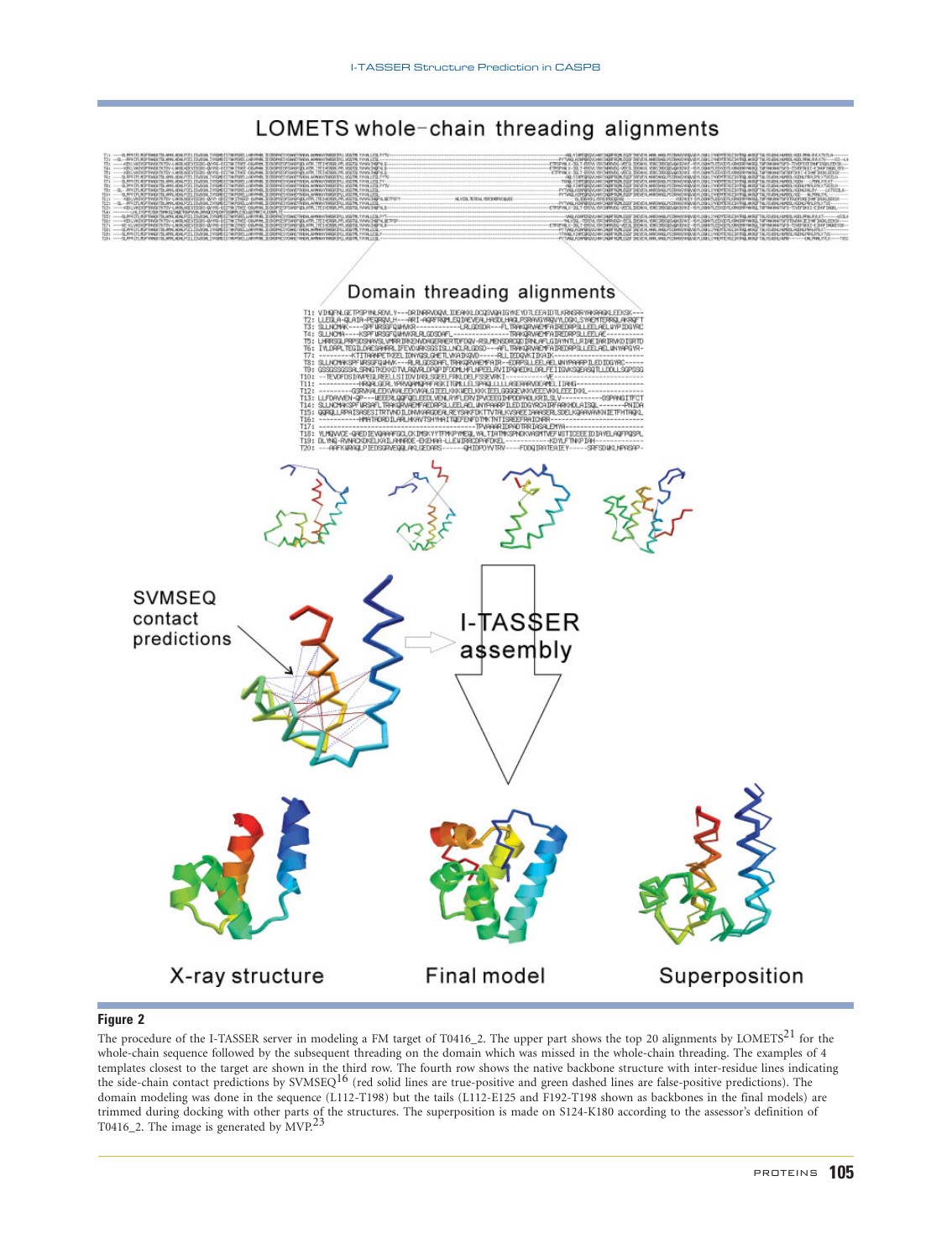**Figure 2**

The procedure of the I-TASSER server in modeling a FM target of T0416_2. The upper part shows the top 20 alignments by LOMETS[21] for the whole-chain sequence followed by the subsequent threading on the domain which was missed in the whole-chain threading. The examples of 4 templates closest to the target are shown in the third row. The fourth row shows the native backbone structure with inter-residue lines indicating the side-chain contact predictions by SVMSEQ[16] (red solid lines are true-positive and green dashed lines are false-positive predictions). The domain modeling was done in the sequence (L112-T198) but the tails (L112-E125 and F192-T198 shown as backbones in the final models) are trimmed during docking with other parts of the structures. The superposition is made on S124-K180 according to the assessor's definition of T0416_2. The image is generated by MVP.[23]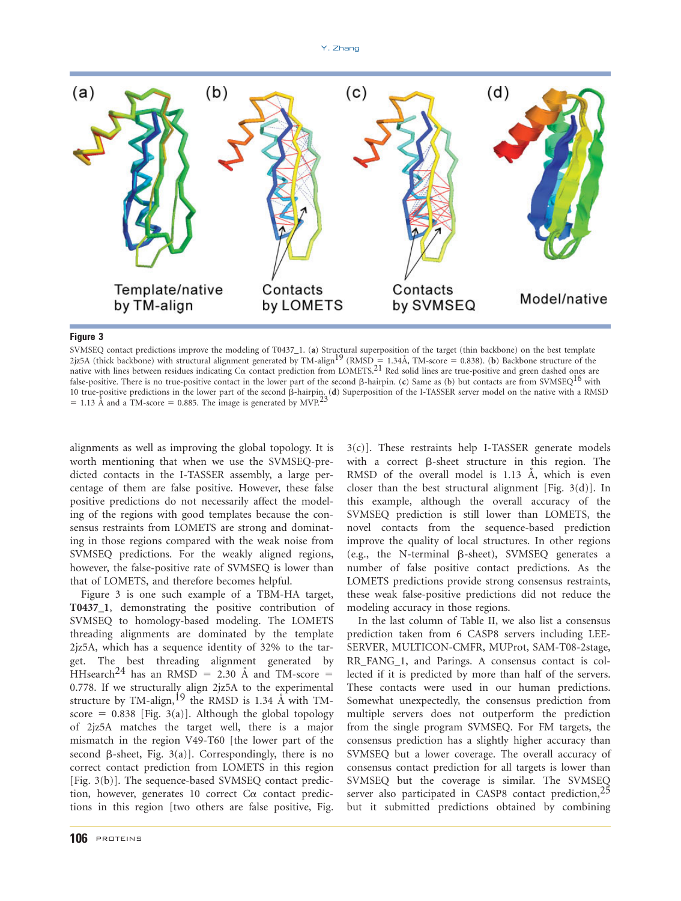**Figure 3**

SVMSEQ contact predictions improve the modeling of T0437_1. (**a**) Structural superposition of the target (thin backbone) on the best template 2jz5A (thick backbone) with structural alignment generated by TM-align[19] (RMSD = 1.34Å, TM-score = 0.838). (**b**) Backbone structure of the native with lines between residues indicating Cα contact prediction from LOMETS.[21] Red solid lines are true-positive and green dashed ones are false-positive. There is no true-positive contact in the lower part of the second β-hairpin. (**c**) Same as (b) but contacts are from SVMSEQ[16] with 10 true-positive predictions in the lower part of the second β-hairpin. (**d**) Superposition of the I-TASSER server model on the native with a RMSD = 1.13 Å and a TM-score = 0.885. The image is generated by MVP.[23]

alignments as well as improving the global topology. It is worth mentioning that when we use the SVMSEQ-predicted contacts in the I-TASSER assembly, a large percentage of them are false positive. However, these false positive predictions do not necessarily affect the modeling of the regions with good templates because the consensus restraints from LOMETS are strong and dominating in those regions compared with the weak noise from SVMSEQ predictions. For the weakly aligned regions, however, the false-positive rate of SVMSEQ is lower than that of LOMETS, and therefore becomes helpful.

Figure 3 is one such example of a TBM-HA target, **T0437_1**, demonstrating the positive contribution of SVMSEQ to homology-based modeling. The LOMETS threading alignments are dominated by the template 2jz5A, which has a sequence identity of 32% to the target. The best threading alignment generated by HHsearch[24] has an RMSD = 2.30 Å and TM-score = 0.778. If we structurally align 2jz5A to the experimental structure by TM-align,[19] the RMSD is 1.34 Å with TM-score = 0.838 [Fig. 3(a)]. Although the global topology of 2jz5A matches the target well, there is a major mismatch in the region V49-T60 [the lower part of the second β-sheet, Fig. 3(a)]. Correspondingly, there is no correct contact prediction from LOMETS in this region [Fig. 3(b)]. The sequence-based SVMSEQ contact prediction, however, generates 10 correct Cα contact predictions in this region [two others are false positive, Fig. 3(c)]. These restraints help I-TASSER generate models with a correct β-sheet structure in this region. The RMSD of the overall model is 1.13 Å, which is even closer than the best structural alignment [Fig. 3(d)]. In this example, although the overall accuracy of the SVMSEQ prediction is still lower than LOMETS, the novel contacts from the sequence-based prediction improve the quality of local structures. In other regions (e.g., the N-terminal β-sheet), SVMSEQ generates a number of false positive contact predictions. As the LOMETS predictions provide strong consensus restraints, these weak false-positive predictions did not reduce the modeling accuracy in those regions.

In the last column of Table II, we also list a consensus prediction taken from 6 CASP8 servers including LEE-SERVER, MULTICON-CMFR, MUProt, SAM-T08-2stage, RR_FANG_1, and Parings. A consensus contact is collected if it is predicted by more than half of the servers. These contacts were used in our human predictions. Somewhat unexpectedly, the consensus prediction from multiple servers does not outperform the prediction from the single program SVMSEQ. For FM targets, the consensus prediction has a slightly higher accuracy than SVMSEQ but a lower coverage. The overall accuracy of consensus contact prediction for all targets is lower than SVMSEQ but the coverage is similar. The SVMSEQ server also participated in CASP8 contact prediction,[25] but it submitted predictions obtained by combining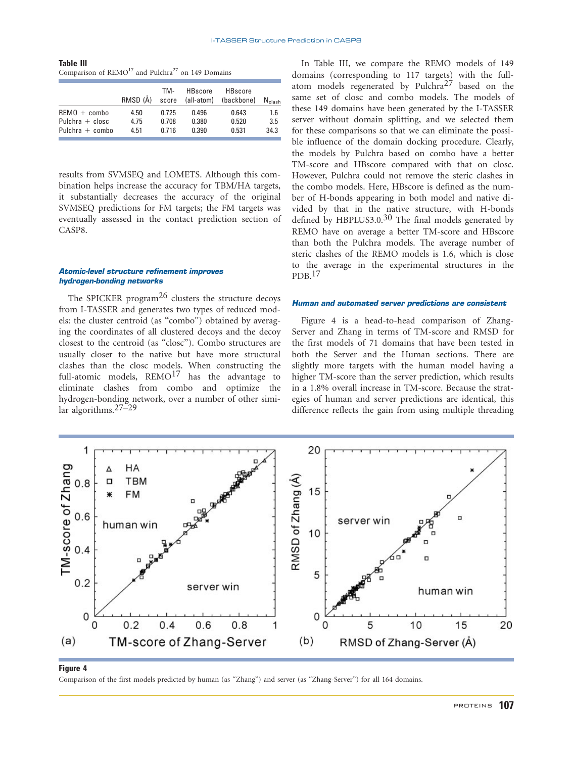**Table III**
Comparison of REMO[17] and Pulchra[27] on 149 Domains

| | RMSD (Å) | TM-score | HBscore (all-atom) | HBscore (backbone) | $N_{clash}$ |
|---|---|---|---|---|---|
| REMO + combo | 4.50 | 0.725 | 0.496 | 0.643 | 1.6 |
| Pulchra + closc | 4.75 | 0.708 | 0.380 | 0.520 | 3.5 |
| Pulchra + combo | 4.51 | 0.716 | 0.390 | 0.531 | 34.3 |

results from SVMSEQ and LOMETS. Although this combination helps increase the accuracy for TBM/HA targets, it substantially decreases the accuracy of the original SVMSEQ predictions for FM targets; the FM targets was eventually assessed in the contact prediction section of CASP8.

### *Atomic-level structure refinement improves hydrogen-bonding networks*

The SPICKER program[26] clusters the structure decoys from I-TASSER and generates two types of reduced models: the cluster centroid (as "combo") obtained by averaging the coordinates of all clustered decoys and the decoy closest to the centroid (as "closc"). Combo structures are usually closer to the native but have more structural clashes than the closc models. When constructing the full-atomic models, REMO[17] has the advantage to eliminate clashes from combo and optimize the hydrogen-bonding network, over a number of other similar algorithms.[27–29]

In Table III, we compare the REMO models of 149 domains (corresponding to 117 targets) with the full-atom models regenerated by Pulchra[27] based on the same set of closc and combo models. The models of these 149 domains have been generated by the I-TASSER server without domain splitting, and we selected them for these comparisons so that we can eliminate the possible influence of the domain docking procedure. Clearly, the models by Pulchra based on combo have a better TM-score and HBscore compared with that on closc. However, Pulchra could not remove the steric clashes in the combo models. Here, HBscore is defined as the number of H-bonds appearing in both model and native divided by that in the native structure, with H-bonds defined by HBPLUS3.0.[30] The final models generated by REMO have on average a better TM-score and HBscore than both the Pulchra models. The average number of steric clashes of the REMO models is 1.6, which is close to the average in the experimental structures in the PDB.[17]

### *Human and automated server predictions are consistent*

Figure 4 is a head-to-head comparison of Zhang-Server and Zhang in terms of TM-score and RMSD for the first models of 71 domains that have been tested in both the Server and the Human sections. There are slightly more targets with the human model having a higher TM-score than the server prediction, which results in a 1.8% overall increase in TM-score. Because the strategies of human and server predictions are identical, this difference reflects the gain from using multiple threading

**Figure 4**
Comparison of the first models predicted by human (as "Zhang") and server (as "Zhang-Server") for all 164 domains.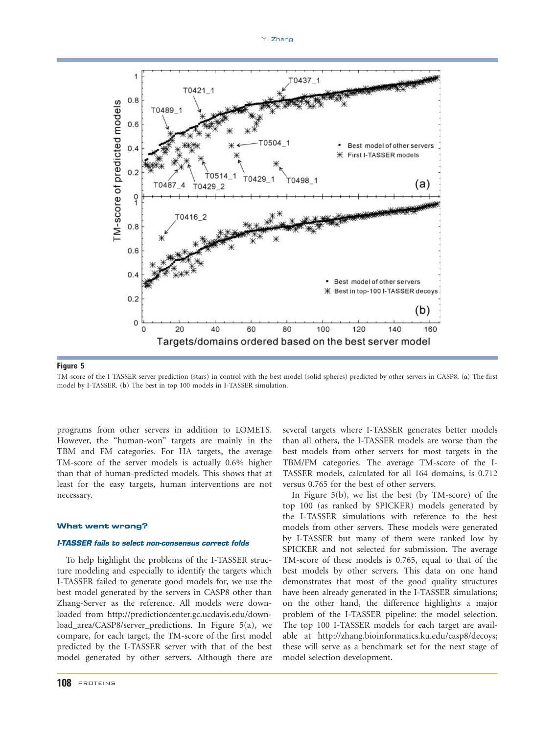**Figure 5**

TM-score of the I-TASSER server prediction (stars) in control with the best model (solid spheres) predicted by other servers in CASP8. (**a**) The first model by I-TASSER. (**b**) The best in top 100 models in I-TASSER simulation.

programs from other servers in addition to LOMETS. However, the "human-won" targets are mainly in the TBM and FM categories. For HA targets, the average TM-score of the server models is actually 0.6% higher than that of human-predicted models. This shows that at least for the easy targets, human interventions are not necessary.

### What went wrong?

#### *I-TASSER fails to select non-consensus correct folds*

To help highlight the problems of the I-TASSER structure modeling and especially to identify the targets which I-TASSER failed to generate good models for, we use the best model generated by the servers in CASP8 other than Zhang-Server as the reference. All models were downloaded from http://predictioncenter.gc.ucdavis.edu/download_area/CASP8/server_predictions. In Figure 5(a), we compare, for each target, the TM-score of the first model predicted by the I-TASSER server with that of the best model generated by other servers. Although there are several targets where I-TASSER generates better models than all others, the I-TASSER models are worse than the best models from other servers for most targets in the TBM/FM categories. The average TM-score of the I-TASSER models, calculated for all 164 domains, is 0.712 versus 0.765 for the best of other servers.

In Figure 5(b), we list the best (by TM-score) of the top 100 (as ranked by SPICKER) models generated by the I-TASSER simulations with reference to the best models from other servers. These models were generated by I-TASSER but many of them were ranked low by SPICKER and not selected for submission. The average TM-score of these models is 0.765, equal to that of the best models by other servers. This data on one hand demonstrates that most of the good quality structures have been already generated in the I-TASSER simulations; on the other hand, the difference highlights a major problem of the I-TASSER pipeline: the model selection. The top 100 I-TASSER models for each target are available at http://zhang.bioinformatics.ku.edu/casp8/decoys; these will serve as a benchmark set for the next stage of model selection development.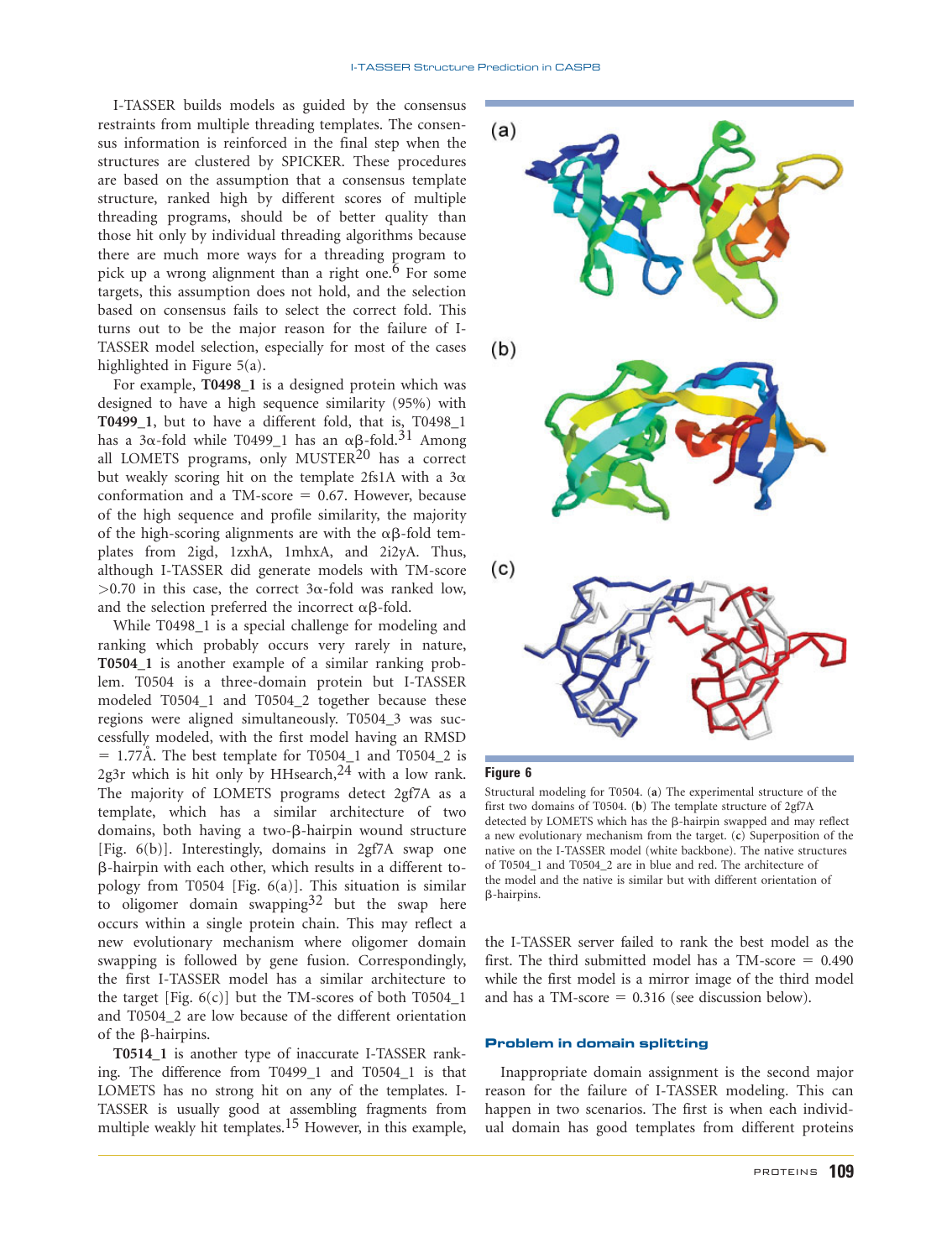I-TASSER builds models as guided by the consensus restraints from multiple threading templates. The consensus information is reinforced in the final step when the structures are clustered by SPICKER. These procedures are based on the assumption that a consensus template structure, ranked high by different scores of multiple threading programs, should be of better quality than those hit only by individual threading algorithms because there are much more ways for a threading program to pick up a wrong alignment than a right one.[6] For some targets, this assumption does not hold, and the selection based on consensus fails to select the correct fold. This turns out to be the major reason for the failure of I-TASSER model selection, especially for most of the cases highlighted in Figure 5(a).

For example, **T0498_1** is a designed protein which was designed to have a high sequence similarity (95%) with **T0499_1**, but to have a different fold, that is, T0498_1 has a 3α-fold while T0499_1 has an αβ-fold.[31] Among all LOMETS programs, only MUSTER[20] has a correct but weakly scoring hit on the template 2fs1A with a 3α conformation and a TM-score = 0.67. However, because of the high sequence and profile similarity, the majority of the high-scoring alignments are with the αβ-fold templates from 2igd, 1zxhA, 1mhxA, and 2i2yA. Thus, although I-TASSER did generate models with TM-score >0.70 in this case, the correct 3α-fold was ranked low, and the selection preferred the incorrect αβ-fold.

While T0498_1 is a special challenge for modeling and ranking which probably occurs very rarely in nature, **T0504_1** is another example of a similar ranking problem. T0504 is a three-domain protein but I-TASSER modeled T0504_1 and T0504_2 together because these regions were aligned simultaneously. T0504_3 was successfully modeled, with the first model having an RMSD = 1.77Å. The best template for T0504_1 and T0504_2 is 2g3r which is hit only by HHsearch,[24] with a low rank. The majority of LOMETS programs detect 2gf7A as a template, which has a similar architecture of two domains, both having a two-β-hairpin wound structure [Fig. 6(b)]. Interestingly, domains in 2gf7A swap one β-hairpin with each other, which results in a different topology from T0504 [Fig. 6(a)]. This situation is similar to oligomer domain swapping[32] but the swap here occurs within a single protein chain. This may reflect a new evolutionary mechanism where oligomer domain swapping is followed by gene fusion. Correspondingly, the first I-TASSER model has a similar architecture to the target [Fig. 6(c)] but the TM-scores of both T0504_1 and T0504_2 are low because of the different orientation of the β-hairpins.

**T0514_1** is another type of inaccurate I-TASSER ranking. The difference from T0499_1 and T0504_1 is that LOMETS has no strong hit on any of the templates. I-TASSER is usually good at assembling fragments from multiple weakly hit templates.[15] However, in this example, the I-TASSER server failed to rank the best model as the first. The third submitted model has a TM-score = 0.490 while the first model is a mirror image of the third model and has a TM-score = 0.316 (see discussion below).

**Figure 6**

Structural modeling for T0504. (**a**) The experimental structure of the first two domains of T0504. (**b**) The template structure of 2gf7A detected by LOMETS which has the β-hairpin swapped and may reflect a new evolutionary mechanism from the target. (**c**) Superposition of the native on the I-TASSER model (white backbone). The native structures of T0504_1 and T0504_2 are in blue and red. The architecture of the model and the native is similar but with different orientation of β-hairpins.

### Problem in domain splitting

Inappropriate domain assignment is the second major reason for the failure of I-TASSER modeling. This can happen in two scenarios. The first is when each individual domain has good templates from different proteins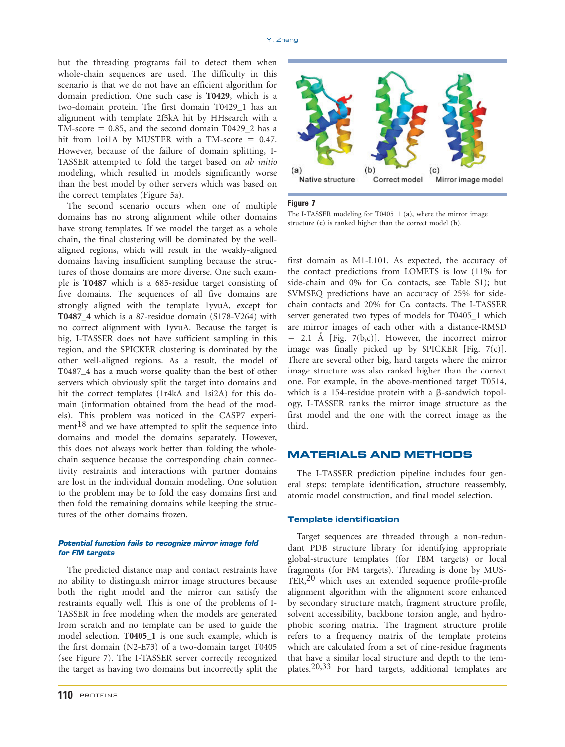but the threading programs fail to detect them when whole-chain sequences are used. The difficulty in this scenario is that we do not have an efficient algorithm for domain prediction. One such case is **T0429**, which is a two-domain protein. The first domain T0429_1 has an alignment with template 2f5kA hit by HHsearch with a TM-score = 0.85, and the second domain T0429_2 has a hit from 1oi1A by MUSTER with a TM-score = 0.47. However, because of the failure of domain splitting, I-TASSER attempted to fold the target based on *ab initio* modeling, which resulted in models significantly worse than the best model by other servers which was based on the correct templates (Figure 5a).

The second scenario occurs when one of multiple domains has no strong alignment while other domains have strong templates. If we model the target as a whole chain, the final clustering will be dominated by the well-aligned regions, which will result in the weakly-aligned domains having insufficient sampling because the structures of those domains are more diverse. One such example is **T0487** which is a 685-residue target consisting of five domains. The sequences of all five domains are strongly aligned with the template 1yvuA, except for **T0487_4** which is a 87-residue domain (S178-V264) with no correct alignment with 1yvuA. Because the target is big, I-TASSER does not have sufficient sampling in this region, and the SPICKER clustering is dominated by the other well-aligned regions. As a result, the model of T0487_4 has a much worse quality than the best of other servers which obviously split the target into domains and hit the correct templates (1r4kA and 1si2A) for this domain (information obtained from the head of the models). This problem was noticed in the CASP7 experiment[18] and we have attempted to split the sequence into domains and model the domains separately. However, this does not always work better than folding the whole-chain sequence because the corresponding chain connectivity restraints and interactions with partner domains are lost in the individual domain modeling. One solution to the problem may be to fold the easy domains first and then fold the remaining domains while keeping the structures of the other domains frozen.

#### *Potential function fails to recognize mirror image fold for FM targets*

The predicted distance map and contact restraints have no ability to distinguish mirror image structures because both the right model and the mirror can satisfy the restraints equally well. This is one of the problems of I-TASSER in free modeling when the models are generated from scratch and no template can be used to guide the model selection. **T0405_1** is one such example, which is the first domain (N2-E73) of a two-domain target T0405 (see Figure 7). The I-TASSER server correctly recognized the target as having two domains but incorrectly split the first domain as M1-L101. As expected, the accuracy of the contact predictions from LOMETS is low (11% for side-chain and 0% for Cα contacts, see Table S1); but SVMSEQ predictions have an accuracy of 25% for side-chain contacts and 20% for Cα contacts. The I-TASSER server generated two types of models for T0405_1 which are mirror images of each other with a distance-RMSD = 2.1 Å [Fig. 7(b,c)]. However, the incorrect mirror image was finally picked up by SPICKER [Fig. 7(c)]. There are several other big, hard targets where the mirror image structure was also ranked higher than the correct one. For example, in the above-mentioned target T0514, which is a 154-residue protein with a β-sandwich topology, I-TASSER ranks the mirror image structure as the first model and the one with the correct image as the third.

(a) Native structure (b) Correct model (c) Mirror image model

**Figure 7**

The I-TASSER modeling for T0405_1 (**a**), where the mirror image structure (**c**) is ranked higher than the correct model (**b**).

## MATERIALS AND METHODS

The I-TASSER prediction pipeline includes four general steps: template identification, structure reassembly, atomic model construction, and final model selection.

### Template identification

Target sequences are threaded through a non-redundant PDB structure library for identifying appropriate global-structure templates (for TBM targets) or local fragments (for FM targets). Threading is done by MUSTER,[20] which uses an extended sequence profile-profile alignment algorithm with the alignment score enhanced by secondary structure match, fragment structure profile, solvent accessibility, backbone torsion angle, and hydrophobic scoring matrix. The fragment structure profile refers to a frequency matrix of the template proteins which are calculated from a set of nine-residue fragments that have a similar local structure and depth to the templates.[20,33] For hard targets, additional templates are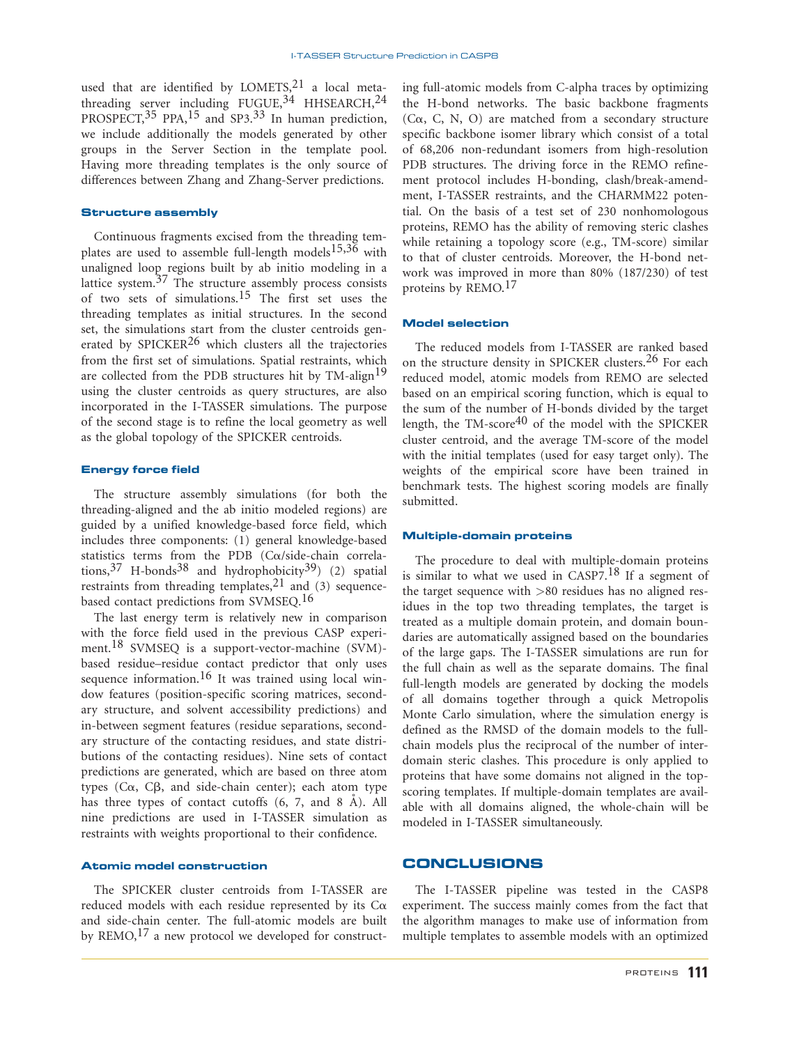used that are identified by LOMETS,[21] a local meta-threading server including FUGUE,[34] HHSEARCH,[24] PROSPECT,[35] PPA,[15] and SP3.[33] In human prediction, we include additionally the models generated by other groups in the Server Section in the template pool. Having more threading templates is the only source of differences between Zhang and Zhang-Server predictions.

### Structure assembly

Continuous fragments excised from the threading templates are used to assemble full-length models[15,36] with unaligned loop regions built by ab initio modeling in a lattice system.[37] The structure assembly process consists of two sets of simulations.[15] The first set uses the threading templates as initial structures. In the second set, the simulations start from the cluster centroids generated by SPICKER[26] which clusters all the trajectories from the first set of simulations. Spatial restraints, which are collected from the PDB structures hit by TM-align[19] using the cluster centroids as query structures, are also incorporated in the I-TASSER simulations. The purpose of the second stage is to refine the local geometry as well as the global topology of the SPICKER centroids.

### Energy force field

The structure assembly simulations (for both the threading-aligned and the ab initio modeled regions) are guided by a unified knowledge-based force field, which includes three components: (1) general knowledge-based statistics terms from the PDB (Cα/side-chain correlations,[37] H-bonds[38] and hydrophobicity[39]) (2) spatial restraints from threading templates,[21] and (3) sequence-based contact predictions from SVMSEQ.[16]

The last energy term is relatively new in comparison with the force field used in the previous CASP experiment.[18] SVMSEQ is a support-vector-machine (SVM)-based residue–residue contact predictor that only uses sequence information.[16] It was trained using local window features (position-specific scoring matrices, secondary structure, and solvent accessibility predictions) and in-between segment features (residue separations, secondary structure of the contacting residues, and state distributions of the contacting residues). Nine sets of contact predictions are generated, which are based on three atom types (Cα, Cβ, and side-chain center); each atom type has three types of contact cutoffs (6, 7, and 8 Å). All nine predictions are used in I-TASSER simulation as restraints with weights proportional to their confidence.

### Atomic model construction

The SPICKER cluster centroids from I-TASSER are reduced models with each residue represented by its Cα and side-chain center. The full-atomic models are built by REMO,[17] a new protocol we developed for constructing full-atomic models from C-alpha traces by optimizing the H-bond networks. The basic backbone fragments (Cα, C, N, O) are matched from a secondary structure specific backbone isomer library which consist of a total of 68,206 non-redundant isomers from high-resolution PDB structures. The driving force in the REMO refinement protocol includes H-bonding, clash/break-amendment, I-TASSER restraints, and the CHARMM22 potential. On the basis of a test set of 230 nonhomologous proteins, REMO has the ability of removing steric clashes while retaining a topology score (e.g., TM-score) similar to that of cluster centroids. Moreover, the H-bond network was improved in more than 80% (187/230) of test proteins by REMO.[17]

### Model selection

The reduced models from I-TASSER are ranked based on the structure density in SPICKER clusters.[26] For each reduced model, atomic models from REMO are selected based on an empirical scoring function, which is equal to the sum of the number of H-bonds divided by the target length, the TM-score[40] of the model with the SPICKER cluster centroid, and the average TM-score of the model with the initial templates (used for easy target only). The weights of the empirical score have been trained in benchmark tests. The highest scoring models are finally submitted.

### Multiple-domain proteins

The procedure to deal with multiple-domain proteins is similar to what we used in CASP7.[18] If a segment of the target sequence with >80 residues has no aligned residues in the top two threading templates, the target is treated as a multiple domain protein, and domain boundaries are automatically assigned based on the boundaries of the large gaps. The I-TASSER simulations are run for the full chain as well as the separate domains. The final full-length models are generated by docking the models of all domains together through a quick Metropolis Monte Carlo simulation, where the simulation energy is defined as the RMSD of the domain models to the full-chain models plus the reciprocal of the number of inter-domain steric clashes. This procedure is only applied to proteins that have some domains not aligned in the top-scoring templates. If multiple-domain templates are available with all domains aligned, the whole-chain will be modeled in I-TASSER simultaneously.

## CONCLUSIONS

The I-TASSER pipeline was tested in the CASP8 experiment. The success mainly comes from the fact that the algorithm manages to make use of information from multiple templates to assemble models with an optimized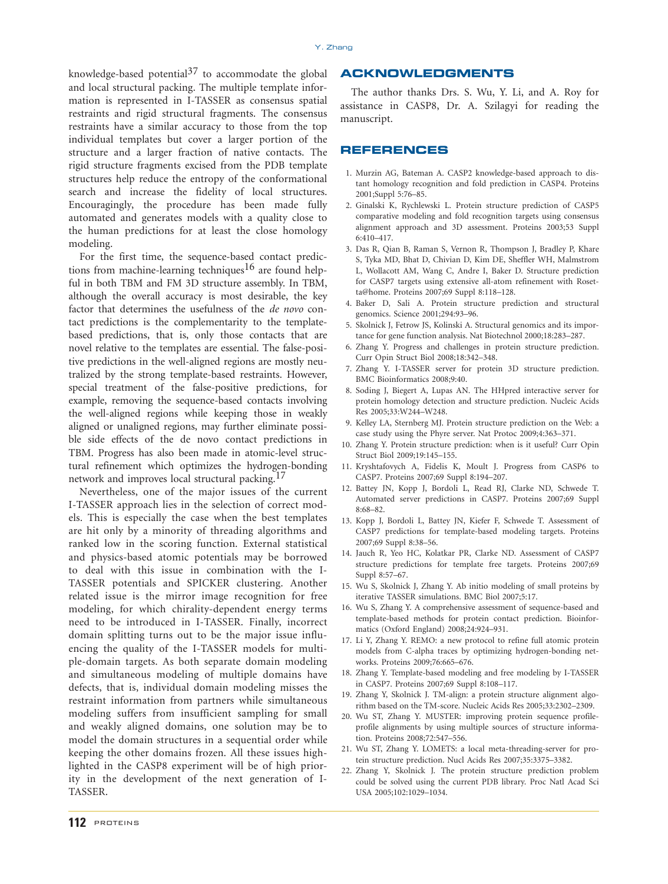knowledge-based potential[37] to accommodate the global and local structural packing. The multiple template information is represented in I-TASSER as consensus spatial restraints and rigid structural fragments. The consensus restraints have a similar accuracy to those from the top individual templates but cover a larger portion of the structure and a larger fraction of native contacts. The rigid structure fragments excised from the PDB template structures help reduce the entropy of the conformational search and increase the fidelity of local structures. Encouragingly, the procedure has been made fully automated and generates models with a quality close to the human predictions for at least the close homology modeling.

For the first time, the sequence-based contact predictions from machine-learning techniques[16] are found helpful in both TBM and FM 3D structure assembly. In TBM, although the overall accuracy is most desirable, the key factor that determines the usefulness of the *de novo* contact predictions is the complementarity to the template-based predictions, that is, only those contacts that are novel relative to the templates are essential. The false-positive predictions in the well-aligned regions are mostly neutralized by the strong template-based restraints. However, special treatment of the false-positive predictions, for example, removing the sequence-based contacts involving the well-aligned regions while keeping those in weakly aligned or unaligned regions, may further eliminate possible side effects of the de novo contact predictions in TBM. Progress has also been made in atomic-level structural refinement which optimizes the hydrogen-bonding network and improves local structural packing.[17]

Nevertheless, one of the major issues of the current I-TASSER approach lies in the selection of correct models. This is especially the case when the best templates are hit only by a minority of threading algorithms and ranked low in the scoring function. External statistical and physics-based atomic potentials may be borrowed to deal with this issue in combination with the I-TASSER potentials and SPICKER clustering. Another related issue is the mirror image recognition for free modeling, for which chirality-dependent energy terms need to be introduced in I-TASSER. Finally, incorrect domain splitting turns out to be the major issue influencing the quality of the I-TASSER models for multiple-domain targets. As both separate domain modeling and simultaneous modeling of multiple domains have defects, that is, individual domain modeling misses the restraint information from partners while simultaneous modeling suffers from insufficient sampling for small and weakly aligned domains, one solution may be to model the domain structures in a sequential order while keeping the other domains frozen. All these issues highlighted in the CASP8 experiment will be of high priority in the development of the next generation of I-TASSER.

## ACKNOWLEDGMENTS

The author thanks Drs. S. Wu, Y. Li, and A. Roy for assistance in CASP8, Dr. A. Szilagyi for reading the manuscript.

## REFERENCES

1. Murzin AG, Bateman A. CASP2 knowledge-based approach to distant homology recognition and fold prediction in CASP4. Proteins 2001;Suppl 5:76–85.
2. Ginalski K, Rychlewski L. Protein structure prediction of CASP5 comparative modeling and fold recognition targets using consensus alignment approach and 3D assessment. Proteins 2003;53 Suppl 6:410–417.
3. Das R, Qian B, Raman S, Vernon R, Thompson J, Bradley P, Khare S, Tyka MD, Bhat D, Chivian D, Kim DE, Sheffler WH, Malmstrom L, Wollacott AM, Wang C, Andre I, Baker D. Structure prediction for CASP7 targets using extensive all-atom refinement with Rosetta@home. Proteins 2007;69 Suppl 8:118–128.
4. Baker D, Sali A. Protein structure prediction and structural genomics. Science 2001;294:93–96.
5. Skolnick J, Fetrow JS, Kolinski A. Structural genomics and its importance for gene function analysis. Nat Biotechnol 2000;18:283–287.
6. Zhang Y. Progress and challenges in protein structure prediction. Curr Opin Struct Biol 2008;18:342–348.
7. Zhang Y. I-TASSER server for protein 3D structure prediction. BMC Bioinformatics 2008;9:40.
8. Soding J, Biegert A, Lupas AN. The HHpred interactive server for protein homology detection and structure prediction. Nucleic Acids Res 2005;33:W244–W248.
9. Kelley LA, Sternberg MJ. Protein structure prediction on the Web: a case study using the Phyre server. Nat Protoc 2009;4:363–371.
10. Zhang Y. Protein structure prediction: when is it useful? Curr Opin Struct Biol 2009;19:145–155.
11. Kryshtafovych A, Fidelis K, Moult J. Progress from CASP6 to CASP7. Proteins 2007;69 Suppl 8:194–207.
12. Battey JN, Kopp J, Bordoli L, Read RJ, Clarke ND, Schwede T. Automated server predictions in CASP7. Proteins 2007;69 Suppl 8:68–82.
13. Kopp J, Bordoli L, Battey JN, Kiefer F, Schwede T. Assessment of CASP7 predictions for template-based modeling targets. Proteins 2007;69 Suppl 8:38–56.
14. Jauch R, Yeo HC, Kolatkar PR, Clarke ND. Assessment of CASP7 structure predictions for template free targets. Proteins 2007;69 Suppl 8:57–67.
15. Wu S, Skolnick J, Zhang Y. Ab initio modeling of small proteins by iterative TASSER simulations. BMC Biol 2007;5:17.
16. Wu S, Zhang Y. A comprehensive assessment of sequence-based and template-based methods for protein contact prediction. Bioinformatics (Oxford England) 2008;24:924–931.
17. Li Y, Zhang Y. REMO: a new protocol to refine full atomic protein models from C-alpha traces by optimizing hydrogen-bonding networks. Proteins 2009;76:665–676.
18. Zhang Y. Template-based modeling and free modeling by I-TASSER in CASP7. Proteins 2007;69 Suppl 8:108–117.
19. Zhang Y, Skolnick J. TM-align: a protein structure alignment algorithm based on the TM-score. Nucleic Acids Res 2005;33:2302–2309.
20. Wu ST, Zhang Y. MUSTER: improving protein sequence profile-profile alignments by using multiple sources of structure information. Proteins 2008;72:547–556.
21. Wu ST, Zhang Y. LOMETS: a local meta-threading-server for protein structure prediction. Nucl Acids Res 2007;35:3375–3382.
22. Zhang Y, Skolnick J. The protein structure prediction problem could be solved using the current PDB library. Proc Natl Acad Sci USA 2005;102:1029–1034.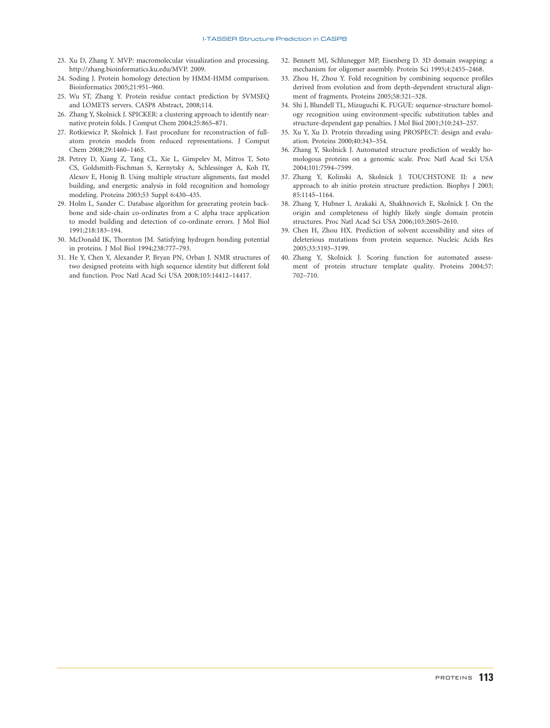23. Xu D, Zhang Y. MVP: macromolecular visualization and processing. http://zhang.bioinformatics.ku.edu/MVP. 2009.
24. Soding J. Protein homology detection by HMM-HMM comparison. Bioinformatics 2005;21:951–960.
25. Wu ST, Zhang Y. Protein residue contact prediction by SVMSEQ and LOMETS servers. CASP8 Abstract, 2008;114.
26. Zhang Y, Skolnick J. SPICKER: a clustering approach to identify near-native protein folds. J Comput Chem 2004;25:865–871.
27. Rotkiewicz P, Skolnick J. Fast procedure for reconstruction of full-atom protein models from reduced representations. J Comput Chem 2008;29:1460–1465.
28. Petrey D, Xiang Z, Tang CL, Xie L, Gimpelev M, Mitros T, Soto CS, Goldsmith-Fischman S, Kernytsky A, Schlessinger A, Koh IY, Alexov E, Honig B. Using multiple structure alignments, fast model building, and energetic analysis in fold recognition and homology modeling. Proteins 2003;53 Suppl 6:430–435.
29. Holm L, Sander C. Database algorithm for generating protein backbone and side-chain co-ordinates from a C alpha trace application to model building and detection of co-ordinate errors. J Mol Biol 1991;218:183–194.
30. McDonald IK, Thornton JM. Satisfying hydrogen bonding potential in proteins. J Mol Biol 1994;238:777–793.
31. He Y, Chen Y, Alexander P, Bryan PN, Orban J. NMR structures of two designed proteins with high sequence identity but different fold and function. Proc Natl Acad Sci USA 2008;105:14412–14417.
32. Bennett MJ, Schlunegger MP, Eisenberg D. 3D domain swapping: a mechanism for oligomer assembly. Protein Sci 1995;4:2455–2468.
33. Zhou H, Zhou Y. Fold recognition by combining sequence profiles derived from evolution and from depth-dependent structural alignment of fragments. Proteins 2005;58:321–328.
34. Shi J, Blundell TL, Mizuguchi K. FUGUE: sequence-structure homology recognition using environment-specific substitution tables and structure-dependent gap penalties. J Mol Biol 2001;310:243–257.
35. Xu Y, Xu D. Protein threading using PROSPECT: design and evaluation. Proteins 2000;40:343–354.
36. Zhang Y, Skolnick J. Automated structure prediction of weakly homologous proteins on a genomic scale. Proc Natl Acad Sci USA 2004;101:7594–7599.
37. Zhang Y, Kolinski A, Skolnick J. TOUCHSTONE II: a new approach to ab initio protein structure prediction. Biophys J 2003; 85:1145–1164.
38. Zhang Y, Hubner I, Arakaki A, Shakhnovich E, Skolnick J. On the origin and completeness of highly likely single domain protein structures. Proc Natl Acad Sci USA 2006;103:2605–2610.
39. Chen H, Zhou HX. Prediction of solvent accessibility and sites of deleterious mutations from protein sequence. Nucleic Acids Res 2005;33:3193–3199.
40. Zhang Y, Skolnick J. Scoring function for automated assessment of protein structure template quality. Proteins 2004;57: 702–710.